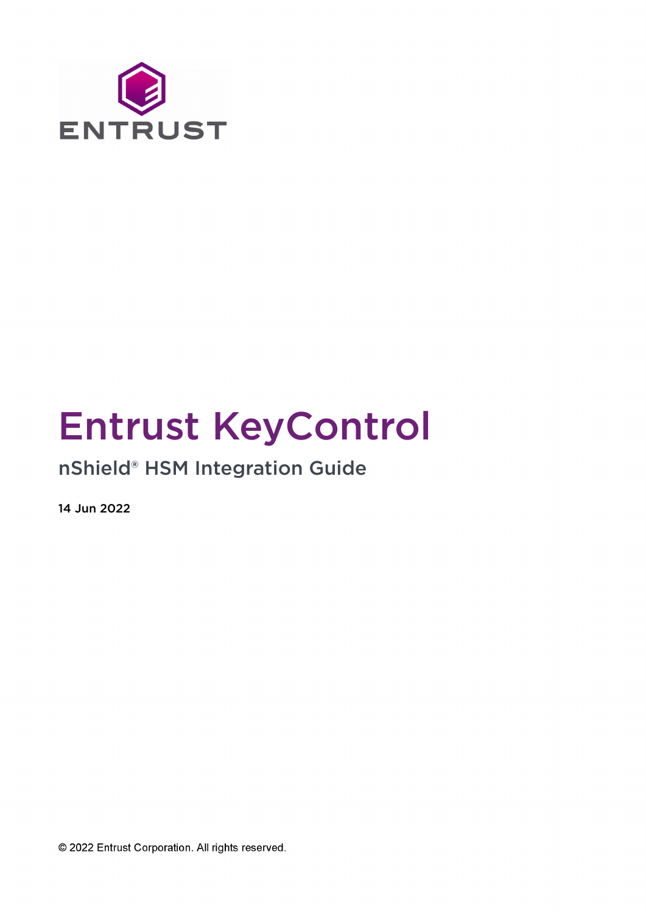# Entrust KeyControl

## nShield® HSM Integration Guide

14 Jun 2022

© 2022 Entrust Corporation. All rights reserved.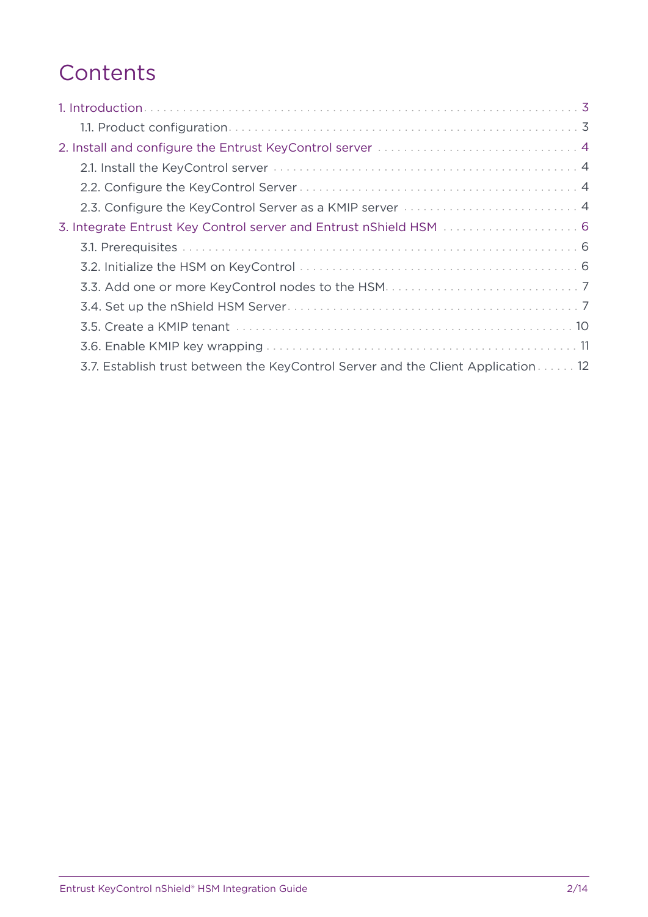# Contents

- 1. Introduction ... 3
  - 1.1. Product configuration ... 3
- 2. Install and configure the Entrust KeyControl server ... 4
  - 2.1. Install the KeyControl server ... 4
  - 2.2. Configure the KeyControl Server ... 4
  - 2.3. Configure the KeyControl Server as a KMIP server ... 4
- 3. Integrate Entrust Key Control server and Entrust nShield HSM ... 6
  - 3.1. Prerequisites ... 6
  - 3.2. Initialize the HSM on KeyControl ... 6
  - 3.3. Add one or more KeyControl nodes to the HSM ... 7
  - 3.4. Set up the nShield HSM Server ... 7
  - 3.5. Create a KMIP tenant ... 10
  - 3.6. Enable KMIP key wrapping ... 11
  - 3.7. Establish trust between the KeyControl Server and the Client Application ... 12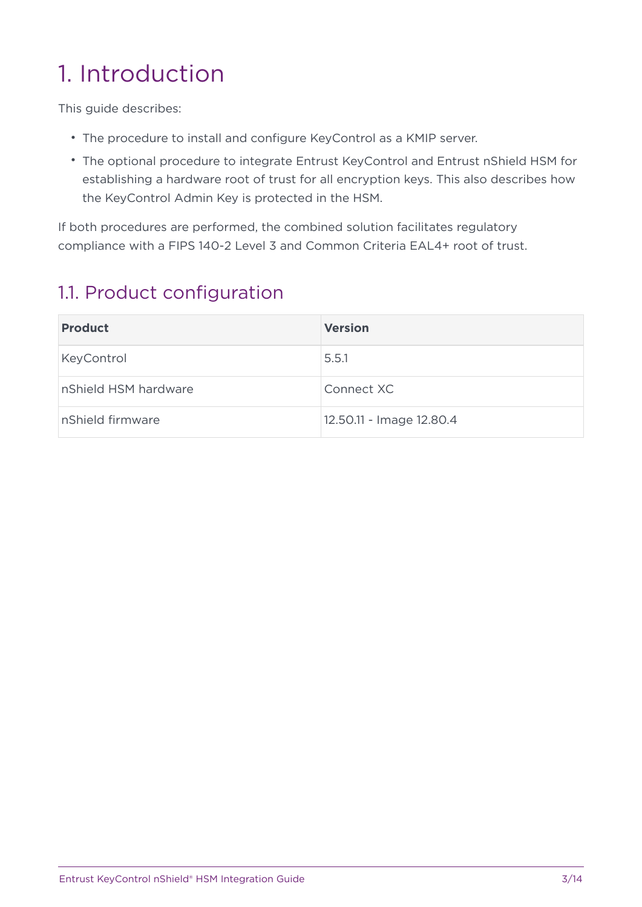# 1. Introduction

This guide describes:

- The procedure to install and configure KeyControl as a KMIP server.
- The optional procedure to integrate Entrust KeyControl and Entrust nShield HSM for establishing a hardware root of trust for all encryption keys. This also describes how the KeyControl Admin Key is protected in the HSM.

If both procedures are performed, the combined solution facilitates regulatory compliance with a FIPS 140-2 Level 3 and Common Criteria EAL4+ root of trust.

## 1.1. Product configuration

| Product | Version |
| --- | --- |
| KeyControl | 5.5.1 |
| nShield HSM hardware | Connect XC |
| nShield firmware | 12.50.11 - Image 12.80.4 |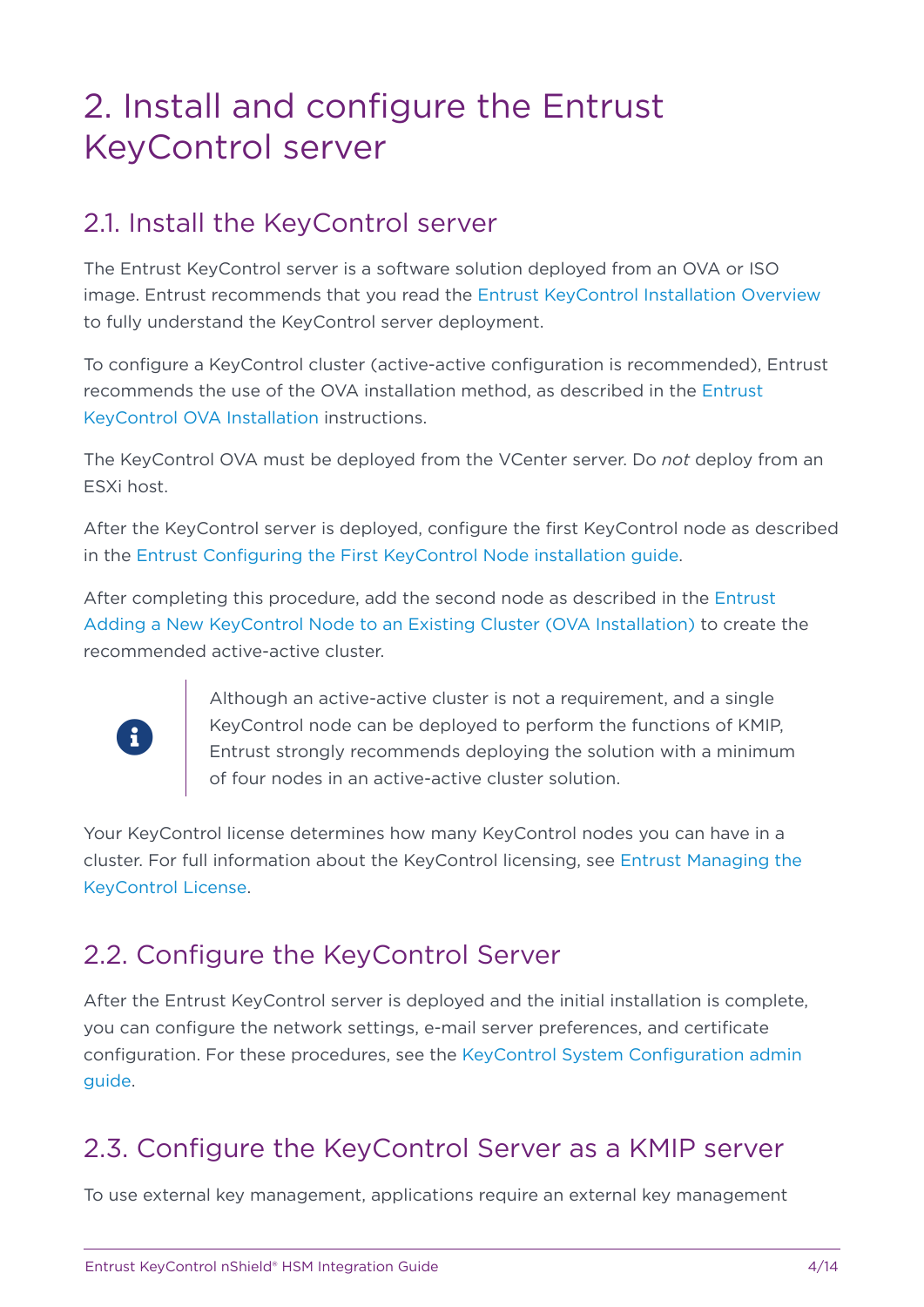# 2. Install and configure the Entrust KeyControl server

## 2.1. Install the KeyControl server

The Entrust KeyControl server is a software solution deployed from an OVA or ISO image. Entrust recommends that you read the Entrust KeyControl Installation Overview to fully understand the KeyControl server deployment.

To configure a KeyControl cluster (active-active configuration is recommended), Entrust recommends the use of the OVA installation method, as described in the Entrust KeyControl OVA Installation instructions.

The KeyControl OVA must be deployed from the VCenter server. Do *not* deploy from an ESXi host.

After the KeyControl server is deployed, configure the first KeyControl node as described in the Entrust Configuring the First KeyControl Node installation guide.

After completing this procedure, add the second node as described in the Entrust Adding a New KeyControl Node to an Existing Cluster (OVA Installation) to create the recommended active-active cluster.

> Although an active-active cluster is not a requirement, and a single KeyControl node can be deployed to perform the functions of KMIP, Entrust strongly recommends deploying the solution with a minimum of four nodes in an active-active cluster solution.

Your KeyControl license determines how many KeyControl nodes you can have in a cluster. For full information about the KeyControl licensing, see Entrust Managing the KeyControl License.

## 2.2. Configure the KeyControl Server

After the Entrust KeyControl server is deployed and the initial installation is complete, you can configure the network settings, e-mail server preferences, and certificate configuration. For these procedures, see the KeyControl System Configuration admin guide.

## 2.3. Configure the KeyControl Server as a KMIP server

To use external key management, applications require an external key management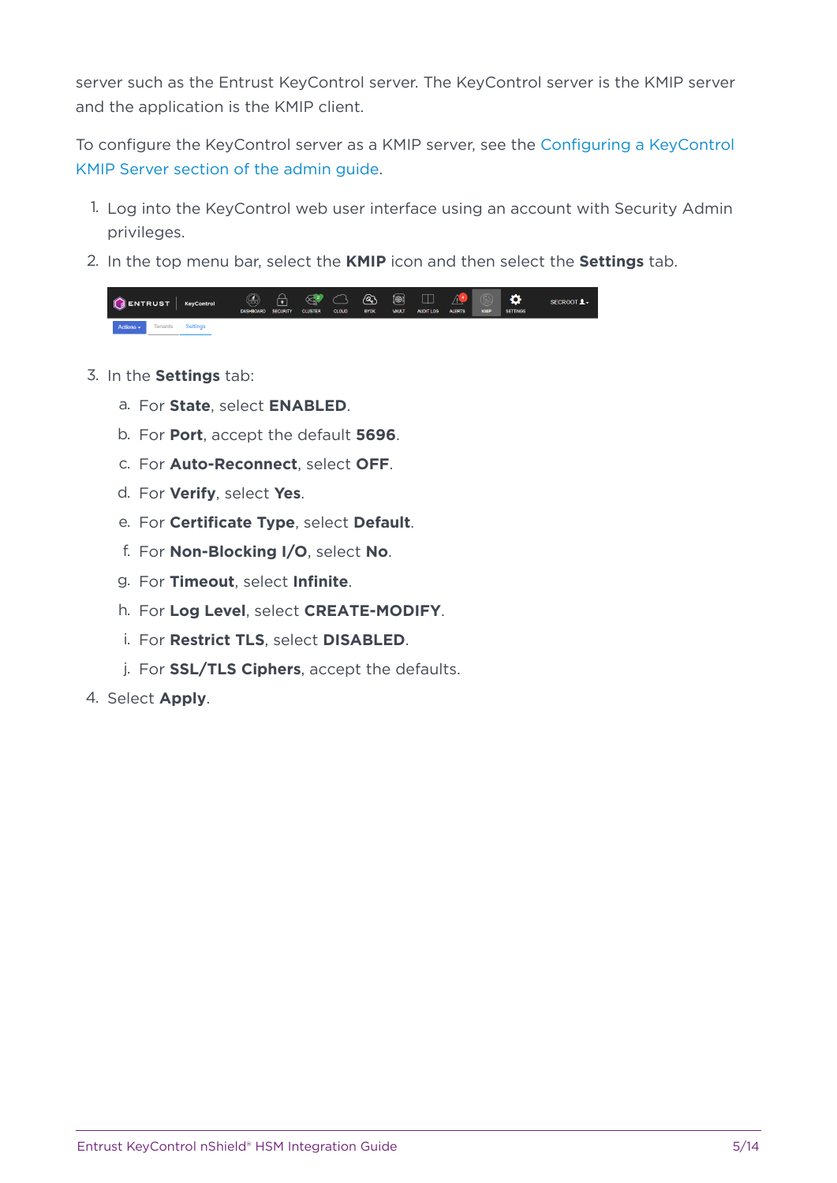server such as the Entrust KeyControl server. The KeyControl server is the KMIP server and the application is the KMIP client.

To configure the KeyControl server as a KMIP server, see the Configuring a KeyControl KMIP Server section of the admin guide.

1. Log into the KeyControl web user interface using an account with Security Admin privileges.
2. In the top menu bar, select the **KMIP** icon and then select the **Settings** tab.
3. In the **Settings** tab:
   a. For **State**, select **ENABLED**.
   b. For **Port**, accept the default **5696**.
   c. For **Auto-Reconnect**, select **OFF**.
   d. For **Verify**, select **Yes**.
   e. For **Certificate Type**, select **Default**.
   f. For **Non-Blocking I/O**, select **No**.
   g. For **Timeout**, select **Infinite**.
   h. For **Log Level**, select **CREATE-MODIFY**.
   i. For **Restrict TLS**, select **DISABLED**.
   j. For **SSL/TLS Ciphers**, accept the defaults.
4. Select **Apply**.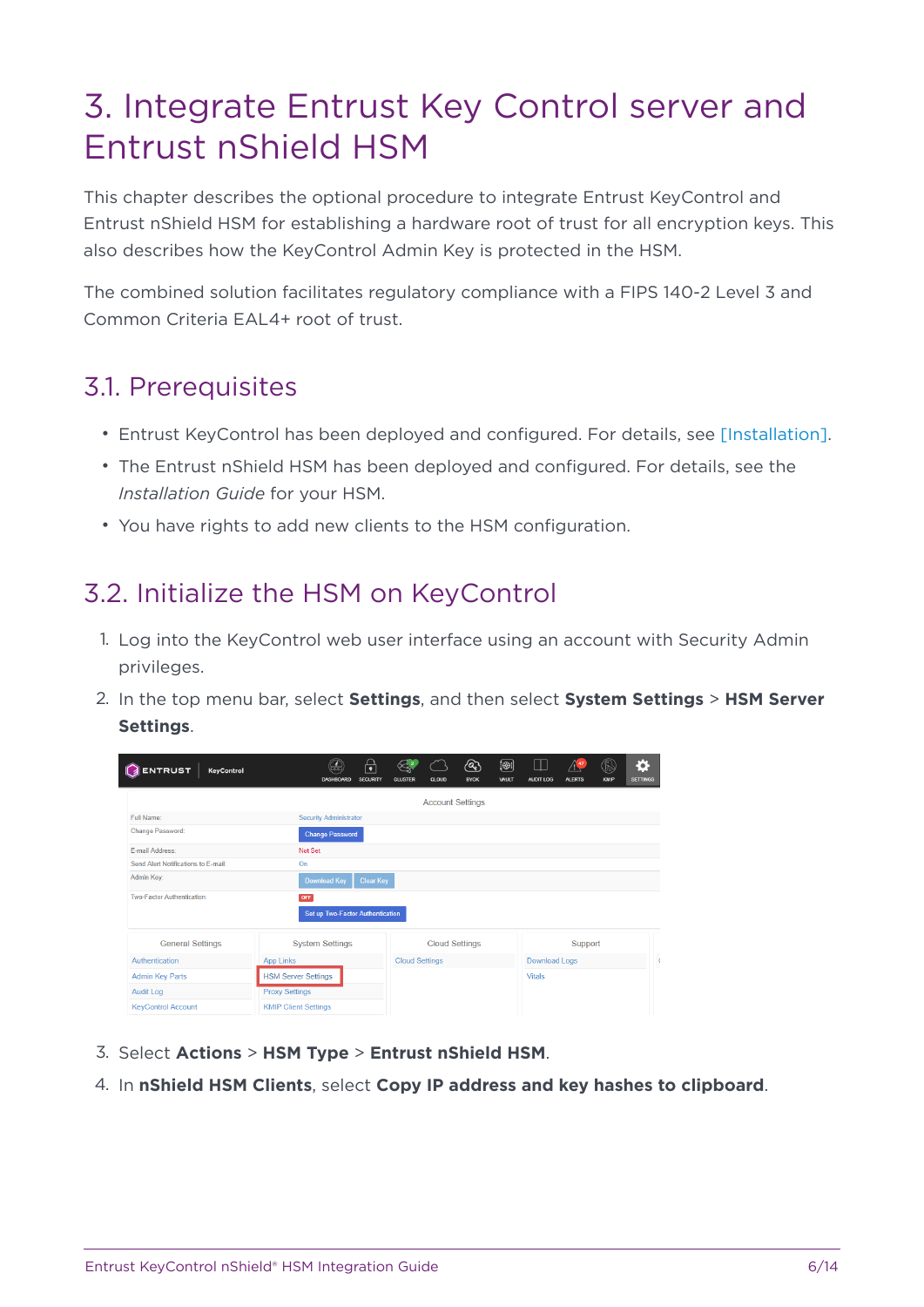# 3. Integrate Entrust Key Control server and Entrust nShield HSM

This chapter describes the optional procedure to integrate Entrust KeyControl and Entrust nShield HSM for establishing a hardware root of trust for all encryption keys. This also describes how the KeyControl Admin Key is protected in the HSM.

The combined solution facilitates regulatory compliance with a FIPS 140-2 Level 3 and Common Criteria EAL4+ root of trust.

## 3.1. Prerequisites

- Entrust KeyControl has been deployed and configured. For details, see [Installation].
- The Entrust nShield HSM has been deployed and configured. For details, see the *Installation Guide* for your HSM.
- You have rights to add new clients to the HSM configuration.

## 3.2. Initialize the HSM on KeyControl

1. Log into the KeyControl web user interface using an account with Security Admin privileges.
2. In the top menu bar, select **Settings**, and then select **System Settings** > **HSM Server Settings**.
3. Select **Actions** > **HSM Type** > **Entrust nShield HSM**.
4. In **nShield HSM Clients**, select **Copy IP address and key hashes to clipboard**.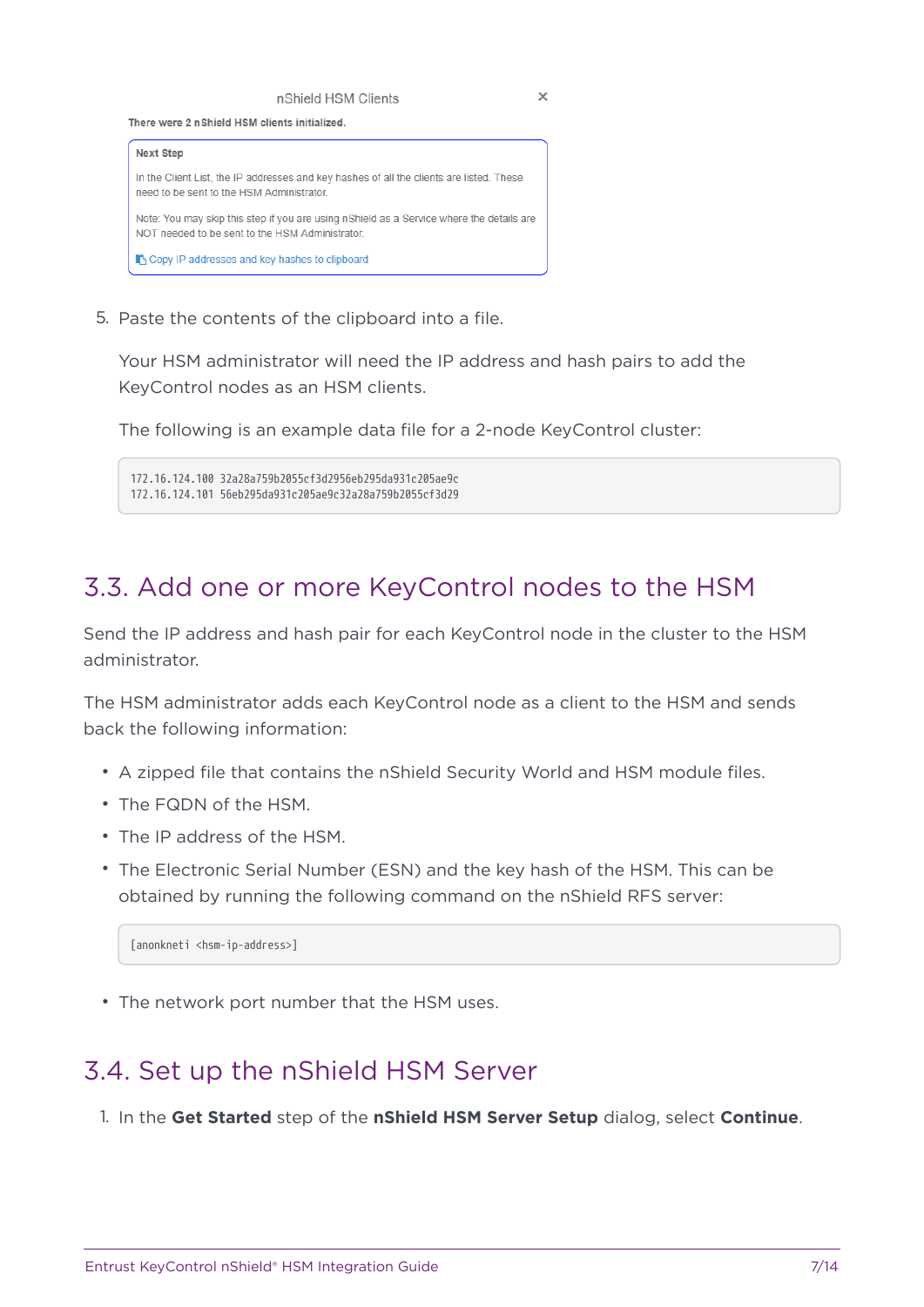nShield HSM Clients

There were 2 nShield HSM clients initialized.

**Next Step**

In the Client List, the IP addresses and key hashes of all the clients are listed. These need to be sent to the HSM Administrator.

Note: You may skip this step if you are using nShield as a Service where the details are NOT needed to be sent to the HSM Administrator.

Copy IP addresses and key hashes to clipboard

5. Paste the contents of the clipboard into a file.

   Your HSM administrator will need the IP address and hash pairs to add the KeyControl nodes as an HSM clients.

   The following is an example data file for a 2-node KeyControl cluster:

```
172.16.124.100 32a28a759b2055cf3d2956eb295da931c205ae9c
172.16.124.101 56eb295da931c205ae9c32a28a759b2055cf3d29
```

## 3.3. Add one or more KeyControl nodes to the HSM

Send the IP address and hash pair for each KeyControl node in the cluster to the HSM administrator.

The HSM administrator adds each KeyControl node as a client to the HSM and sends back the following information:

- A zipped file that contains the nShield Security World and HSM module files.
- The FQDN of the HSM.
- The IP address of the HSM.
- The Electronic Serial Number (ESN) and the key hash of the HSM. This can be obtained by running the following command on the nShield RFS server:

```
[anonkneti <hsm-ip-address>]
```

- The network port number that the HSM uses.

## 3.4. Set up the nShield HSM Server

1. In the **Get Started** step of the **nShield HSM Server Setup** dialog, select **Continue**.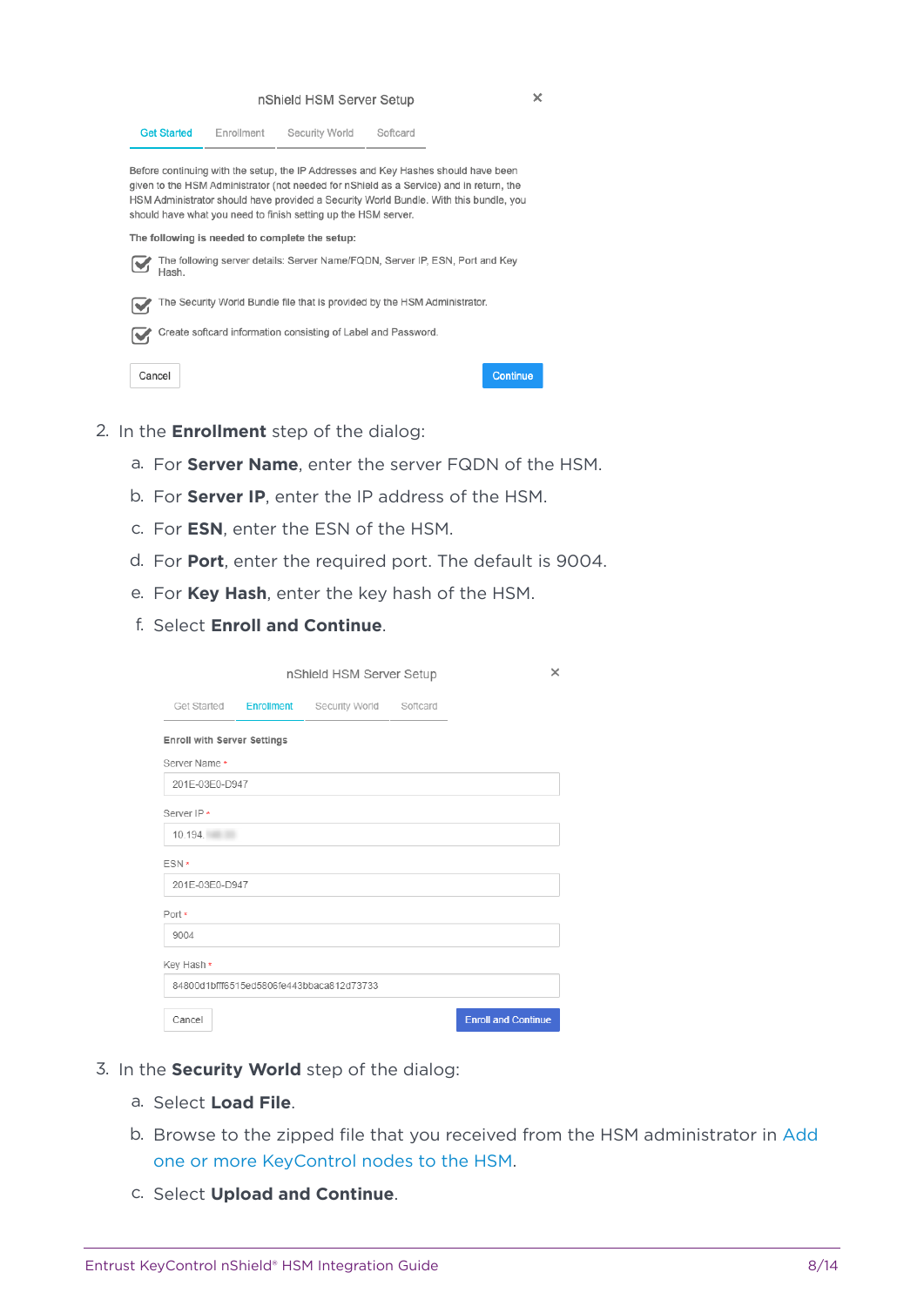nShield HSM Server Setup

Get Started | Enrollment | Security World | Softcard

Before continuing with the setup, the IP Addresses and Key Hashes should have been given to the HSM Administrator (not needed for nShield as a Service) and in return, the HSM Administrator should have provided a Security World Bundle. With this bundle, you should have what you need to finish setting up the HSM server.

**The following is needed to complete the setup:**

- The following server details: Server Name/FQDN, Server IP, ESN, Port and Key Hash.
- The Security World Bundle file that is provided by the HSM Administrator.
- Create softcard information consisting of Label and Password.

Cancel | Continue

2. In the **Enrollment** step of the dialog:
   a. For **Server Name**, enter the server FQDN of the HSM.
   b. For **Server IP**, enter the IP address of the HSM.
   c. For **ESN**, enter the ESN of the HSM.
   d. For **Port**, enter the required port. The default is 9004.
   e. For **Key Hash**, enter the key hash of the HSM.
   f. Select **Enroll and Continue**.

nShield HSM Server Setup

Get Started | Enrollment | Security World | Softcard

**Enroll with Server Settings**

Server Name *
201E-03E0-D947

Server IP *
10.194.

ESN *
201E-03E0-D947

Port *
9004

Key Hash *
84800d1bfff6515ed5806fe443bbaca812d73733

Cancel | Enroll and Continue

3. In the **Security World** step of the dialog:
   a. Select **Load File**.
   b. Browse to the zipped file that you received from the HSM administrator in Add one or more KeyControl nodes to the HSM.
   c. Select **Upload and Continue**.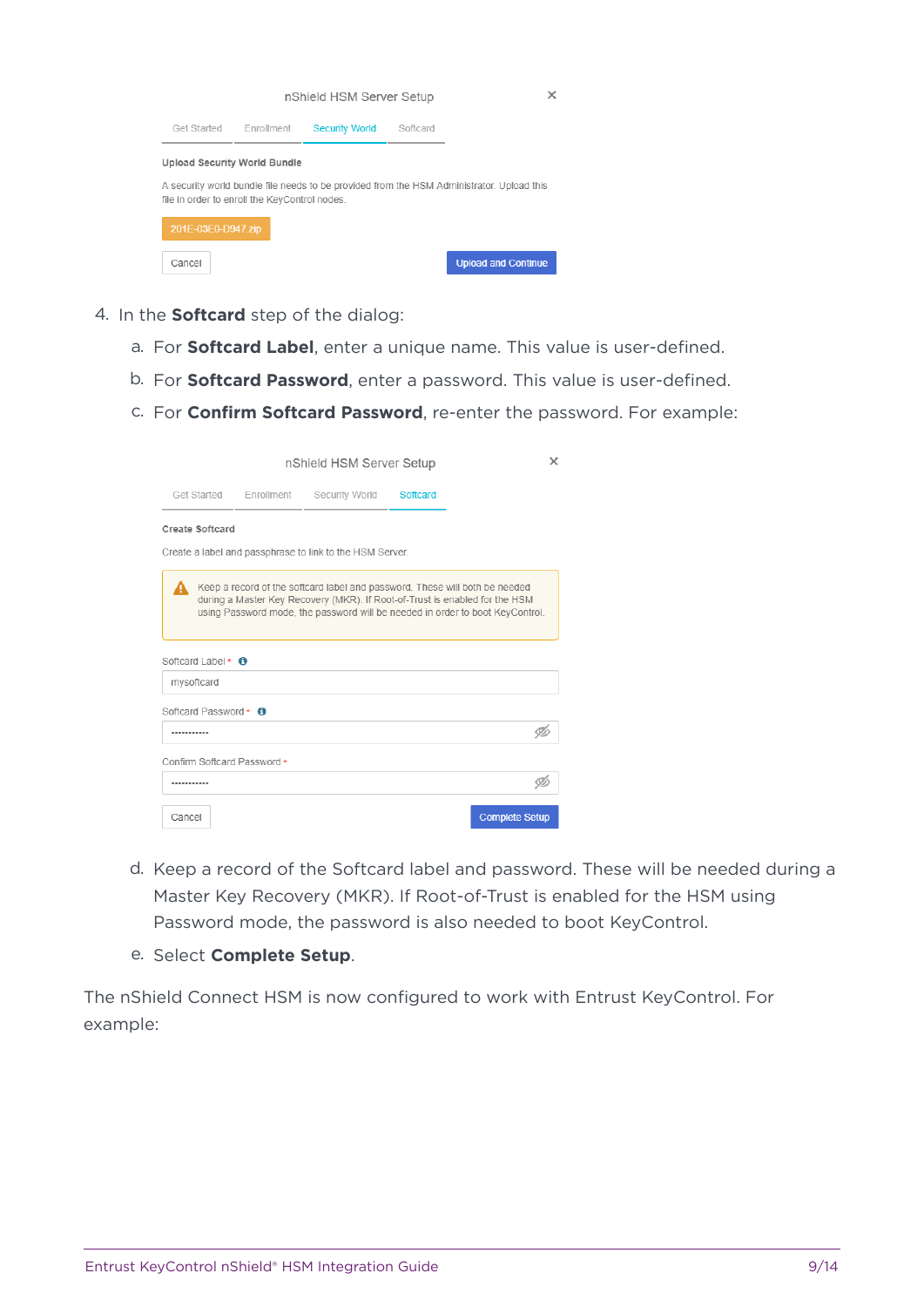nShield HSM Server Setup

Get Started | Enrollment | Security World | Softcard

**Upload Security World Bundle**

A security world bundle file needs to be provided from the HSM Administrator. Upload this file in order to enroll the KeyControl nodes.

201E-03E0-D947.zip

Cancel | Upload and Continue

4. In the **Softcard** step of the dialog:
   a. For **Softcard Label**, enter a unique name. This value is user-defined.
   b. For **Softcard Password**, enter a password. This value is user-defined.
   c. For **Confirm Softcard Password**, re-enter the password. For example:

nShield HSM Server Setup

Get Started | Enrollment | Security World | Softcard

**Create Softcard**

Create a label and passphrase to link to the HSM Server.

Keep a record of the softcard label and password. These will both be needed during a Master Key Recovery (MKR). If Root-of-Trust is enabled for the HSM using Password mode, the password will be needed in order to boot KeyControl.

Softcard Label *

mysoftcard

Softcard Password *

············

Confirm Softcard Password *

············

Cancel | Complete Setup

   d. Keep a record of the Softcard label and password. These will be needed during a Master Key Recovery (MKR). If Root-of-Trust is enabled for the HSM using Password mode, the password is also needed to boot KeyControl.
   e. Select **Complete Setup**.

The nShield Connect HSM is now configured to work with Entrust KeyControl. For example: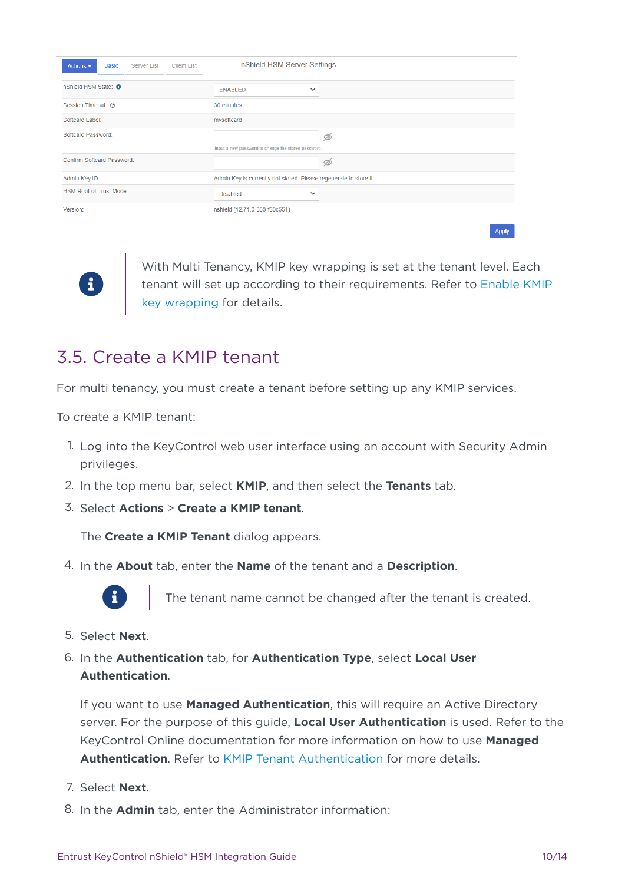| nShield HSM State: | ENABLED |
| --- | --- |
| Session Timeout: | 30 minutes |
| Softcard Label: | mysoftcard |
| Softcard Password: | Input a new password to change the stored password |
| Confirm Softcard Password: | |
| Admin Key ID: | Admin Key is currently not stored. Please regenerate to store it |
| HSM Root-of-Trust Mode: | Disabled |
| Version: | nshield (12.71.0-353-f63c551) |

> With Multi Tenancy, KMIP key wrapping is set at the tenant level. Each tenant will set up according to their requirements. Refer to Enable KMIP key wrapping for details.

## 3.5. Create a KMIP tenant

For multi tenancy, you must create a tenant before setting up any KMIP services.

To create a KMIP tenant:

1. Log into the KeyControl web user interface using an account with Security Admin privileges.
2. In the top menu bar, select **KMIP**, and then select the **Tenants** tab.
3. Select **Actions** > **Create a KMIP tenant**.

   The **Create a KMIP Tenant** dialog appears.

4. In the **About** tab, enter the **Name** of the tenant and a **Description**.

   > The tenant name cannot be changed after the tenant is created.

5. Select **Next**.
6. In the **Authentication** tab, for **Authentication Type**, select **Local User Authentication**.

   If you want to use **Managed Authentication**, this will require an Active Directory server. For the purpose of this guide, **Local User Authentication** is used. Refer to the KeyControl Online documentation for more information on how to use **Managed Authentication**. Refer to KMIP Tenant Authentication for more details.

7. Select **Next**.
8. In the **Admin** tab, enter the Administrator information: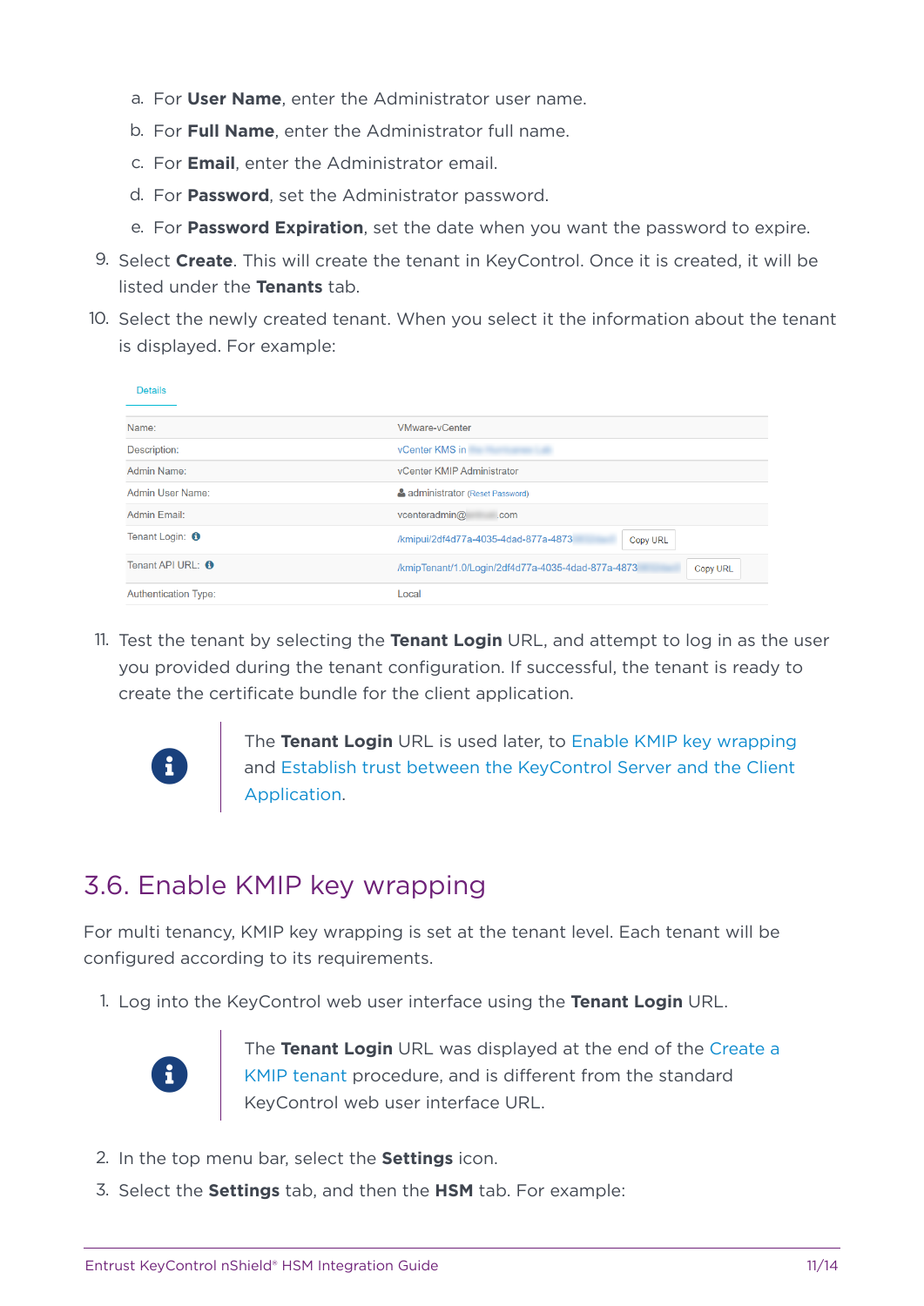a. For **User Name**, enter the Administrator user name.
b. For **Full Name**, enter the Administrator full name.
c. For **Email**, enter the Administrator email.
d. For **Password**, set the Administrator password.
e. For **Password Expiration**, set the date when you want the password to expire.

9. Select **Create**. This will create the tenant in KeyControl. Once it is created, it will be listed under the **Tenants** tab.
10. Select the newly created tenant. When you select it the information about the tenant is displayed. For example:

Details

| | |
|---|---|
| Name: | VMware-vCenter |
| Description: | vCenter KMS in |
| Admin Name: | vCenter KMIP Administrator |
| Admin User Name: | administrator (Reset Password) |
| Admin Email: | vcenteradmin@ .com |
| Tenant Login: | /kmipui/2df4d77a-4035-4dad-877a-4873 Copy URL |
| Tenant API URL: | /kmipTenant/1.0/Login/2df4d77a-4035-4dad-877a-4873 Copy URL |
| Authentication Type: | Local |

11. Test the tenant by selecting the **Tenant Login** URL, and attempt to log in as the user you provided during the tenant configuration. If successful, the tenant is ready to create the certificate bundle for the client application.

> The **Tenant Login** URL is used later, to Enable KMIP key wrapping and Establish trust between the KeyControl Server and the Client Application.

## 3.6. Enable KMIP key wrapping

For multi tenancy, KMIP key wrapping is set at the tenant level. Each tenant will be configured according to its requirements.

1. Log into the KeyControl web user interface using the **Tenant Login** URL.

> The **Tenant Login** URL was displayed at the end of the Create a KMIP tenant procedure, and is different from the standard KeyControl web user interface URL.

2. In the top menu bar, select the **Settings** icon.
3. Select the **Settings** tab, and then the **HSM** tab. For example: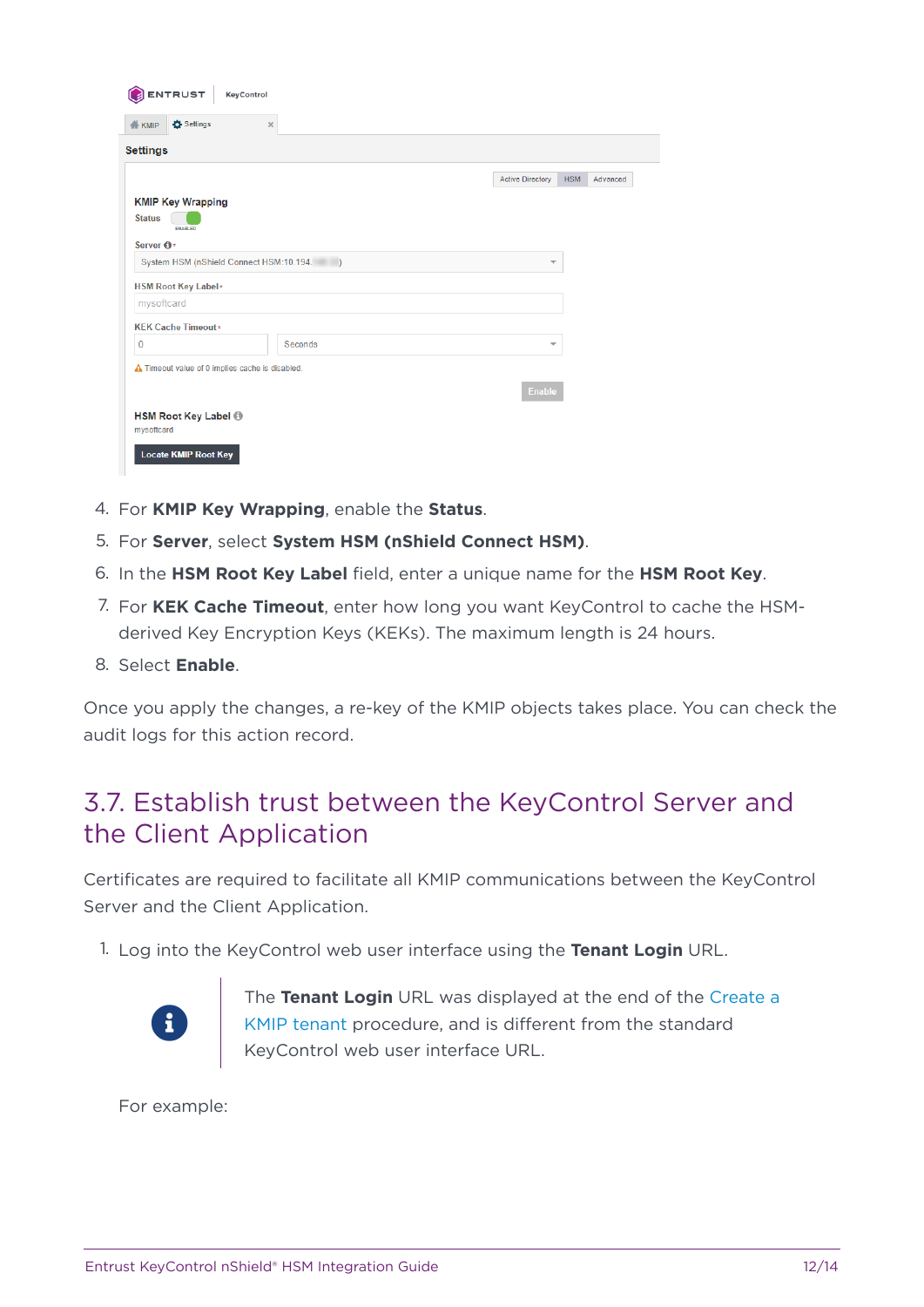4. For **KMIP Key Wrapping**, enable the **Status**.
5. For **Server**, select **System HSM (nShield Connect HSM)**.
6. In the **HSM Root Key Label** field, enter a unique name for the **HSM Root Key**.
7. For **KEK Cache Timeout**, enter how long you want KeyControl to cache the HSM-derived Key Encryption Keys (KEKs). The maximum length is 24 hours.
8. Select **Enable**.

Once you apply the changes, a re-key of the KMIP objects takes place. You can check the audit logs for this action record.

## 3.7. Establish trust between the KeyControl Server and the Client Application

Certificates are required to facilitate all KMIP communications between the KeyControl Server and the Client Application.

1. Log into the KeyControl web user interface using the **Tenant Login** URL.

   > The **Tenant Login** URL was displayed at the end of the Create a KMIP tenant procedure, and is different from the standard KeyControl web user interface URL.

   For example: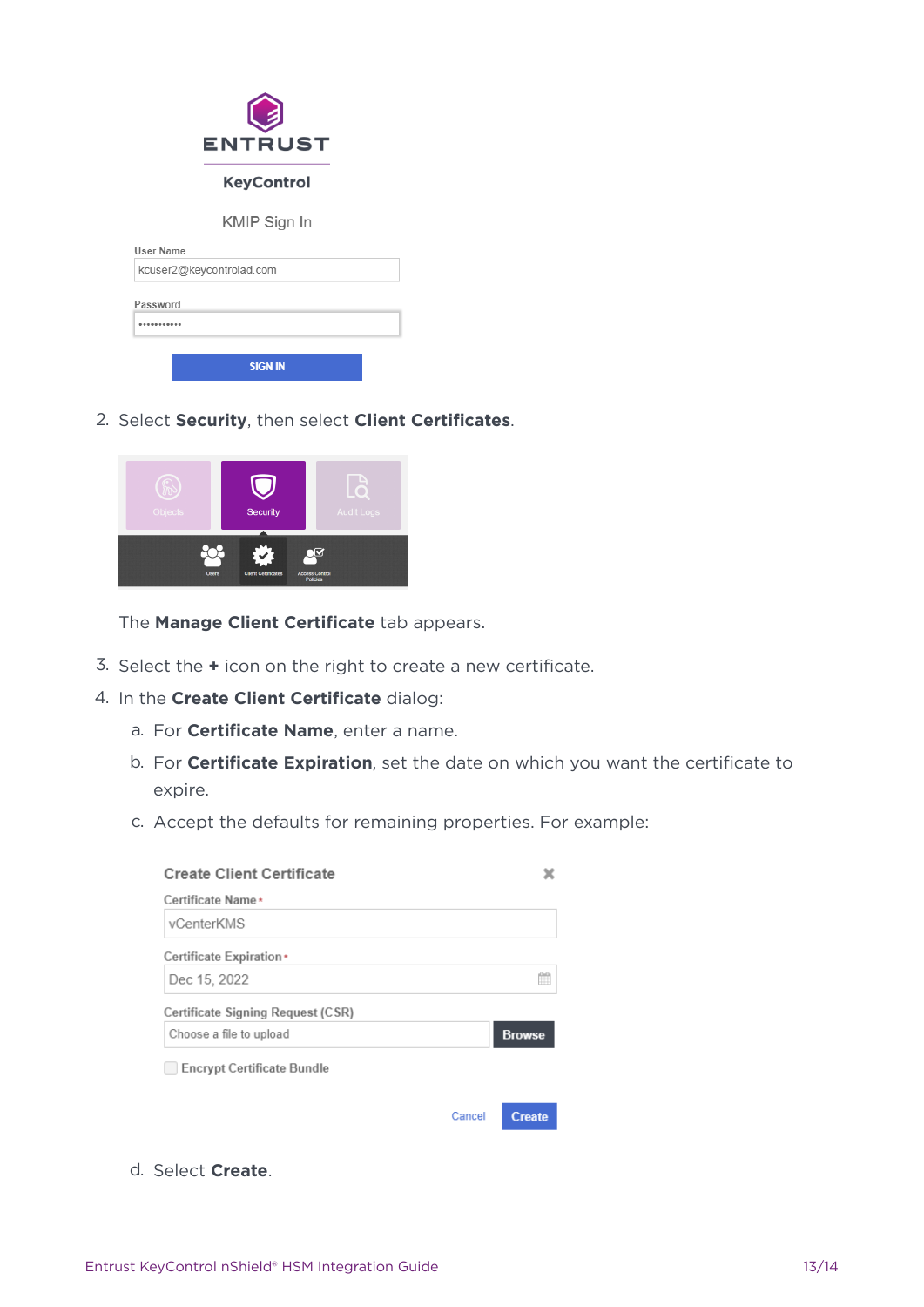2. Select **Security**, then select **Client Certificates**.

   The **Manage Client Certificate** tab appears.

3. Select the **+** icon on the right to create a new certificate.
4. In the **Create Client Certificate** dialog:
   a. For **Certificate Name**, enter a name.
   b. For **Certificate Expiration**, set the date on which you want the certificate to expire.
   c. Accept the defaults for remaining properties. For example:
   d. Select **Create**.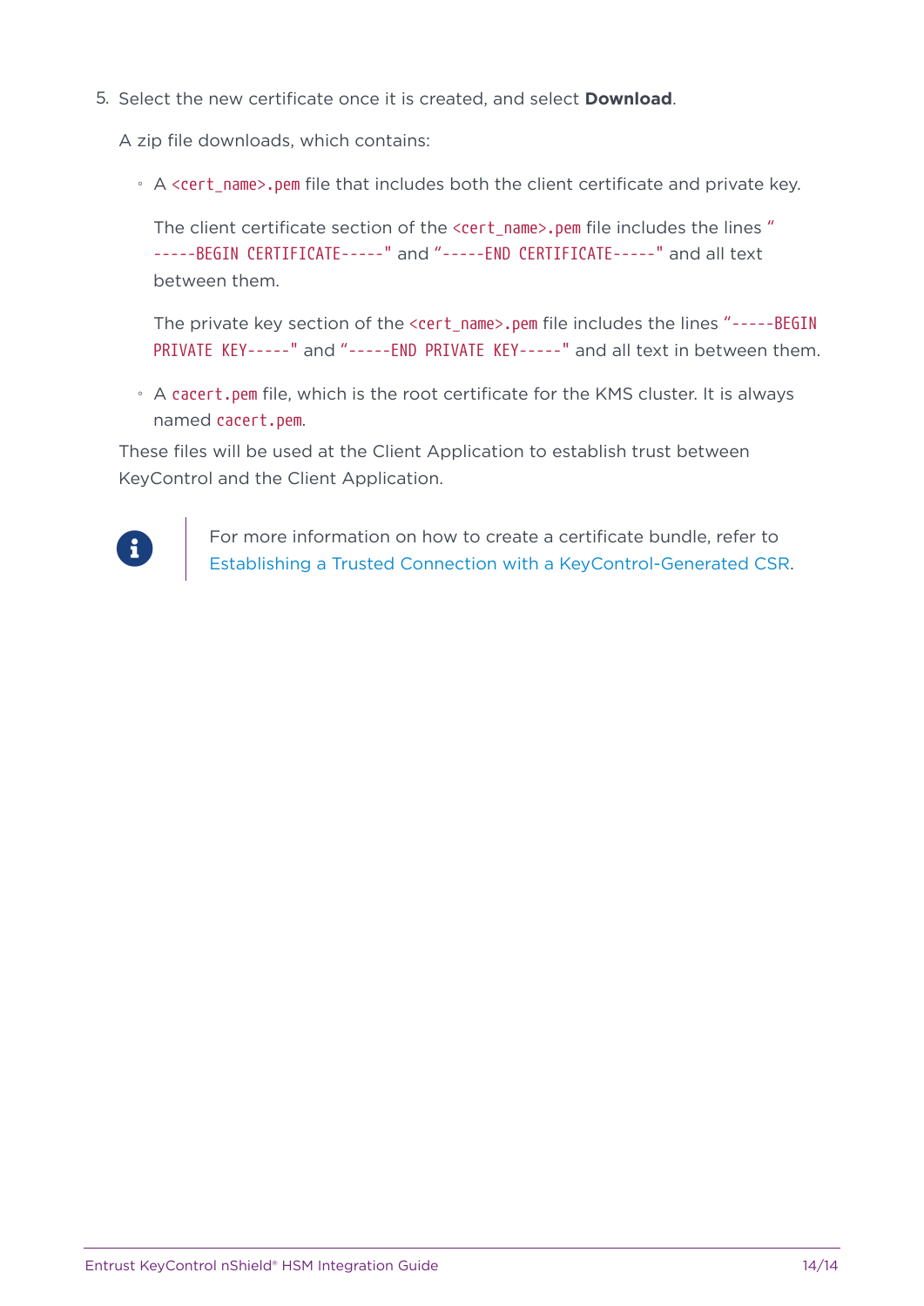5. Select the new certificate once it is created, and select **Download**.

   A zip file downloads, which contains:

   - A `<cert_name>.pem` file that includes both the client certificate and private key.

     The client certificate section of the `<cert_name>.pem` file includes the lines "`-----BEGIN CERTIFICATE-----`" and "`-----END CERTIFICATE-----`" and all text between them.

     The private key section of the `<cert_name>.pem` file includes the lines "`-----BEGIN PRIVATE KEY-----`" and "`-----END PRIVATE KEY-----`" and all text in between them.

   - A `cacert.pem` file, which is the root certificate for the KMS cluster. It is always named `cacert.pem`.

   These files will be used at the Client Application to establish trust between KeyControl and the Client Application.

> For more information on how to create a certificate bundle, refer to Establishing a Trusted Connection with a KeyControl-Generated CSR.